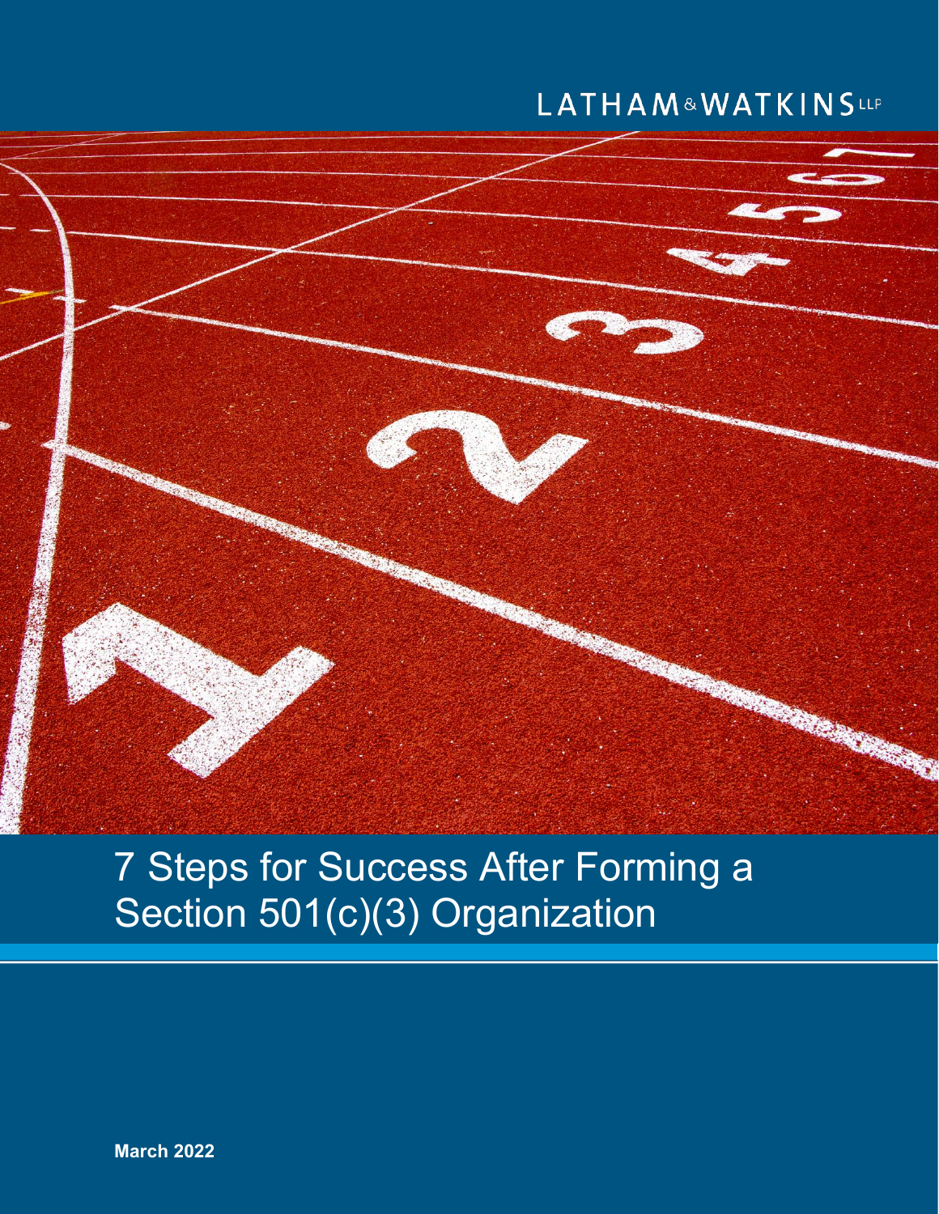LATHAM&WATKINS LLP

# 7 Steps for Success After Forming a Section 501(c)(3) Organization

**March 2022**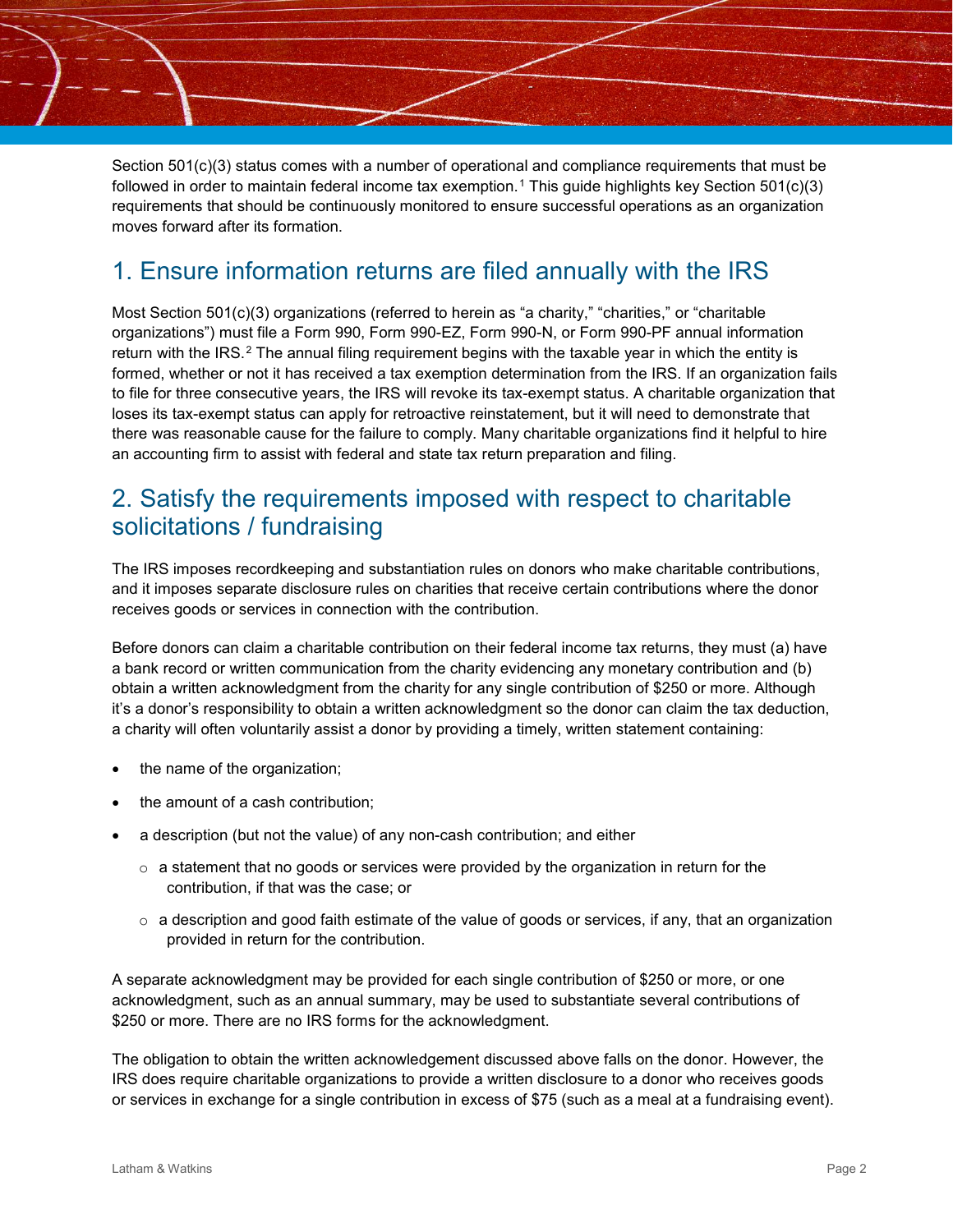Section 501(c)(3) status comes with a number of operational and compliance requirements that must be followed in order to maintain federal income tax exemption.[1] This guide highlights key Section 501(c)(3) requirements that should be continuously monitored to ensure successful operations as an organization moves forward after its formation.

## 1. Ensure information returns are filed annually with the IRS

Most Section 501(c)(3) organizations (referred to herein as "a charity," "charities," or "charitable organizations") must file a Form 990, Form 990-EZ, Form 990-N, or Form 990-PF annual information return with the IRS.[2] The annual filing requirement begins with the taxable year in which the entity is formed, whether or not it has received a tax exemption determination from the IRS. If an organization fails to file for three consecutive years, the IRS will revoke its tax-exempt status. A charitable organization that loses its tax-exempt status can apply for retroactive reinstatement, but it will need to demonstrate that there was reasonable cause for the failure to comply. Many charitable organizations find it helpful to hire an accounting firm to assist with federal and state tax return preparation and filing.

## 2. Satisfy the requirements imposed with respect to charitable solicitations / fundraising

The IRS imposes recordkeeping and substantiation rules on donors who make charitable contributions, and it imposes separate disclosure rules on charities that receive certain contributions where the donor receives goods or services in connection with the contribution.

Before donors can claim a charitable contribution on their federal income tax returns, they must (a) have a bank record or written communication from the charity evidencing any monetary contribution and (b) obtain a written acknowledgment from the charity for any single contribution of $250 or more. Although it's a donor's responsibility to obtain a written acknowledgment so the donor can claim the tax deduction, a charity will often voluntarily assist a donor by providing a timely, written statement containing:

- the name of the organization;
- the amount of a cash contribution;
- a description (but not the value) of any non-cash contribution; and either
  - a statement that no goods or services were provided by the organization in return for the contribution, if that was the case; or
  - a description and good faith estimate of the value of goods or services, if any, that an organization provided in return for the contribution.

A separate acknowledgment may be provided for each single contribution of $250 or more, or one acknowledgment, such as an annual summary, may be used to substantiate several contributions of $250 or more. There are no IRS forms for the acknowledgment.

The obligation to obtain the written acknowledgement discussed above falls on the donor. However, the IRS does require charitable organizations to provide a written disclosure to a donor who receives goods or services in exchange for a single contribution in excess of $75 (such as a meal at a fundraising event).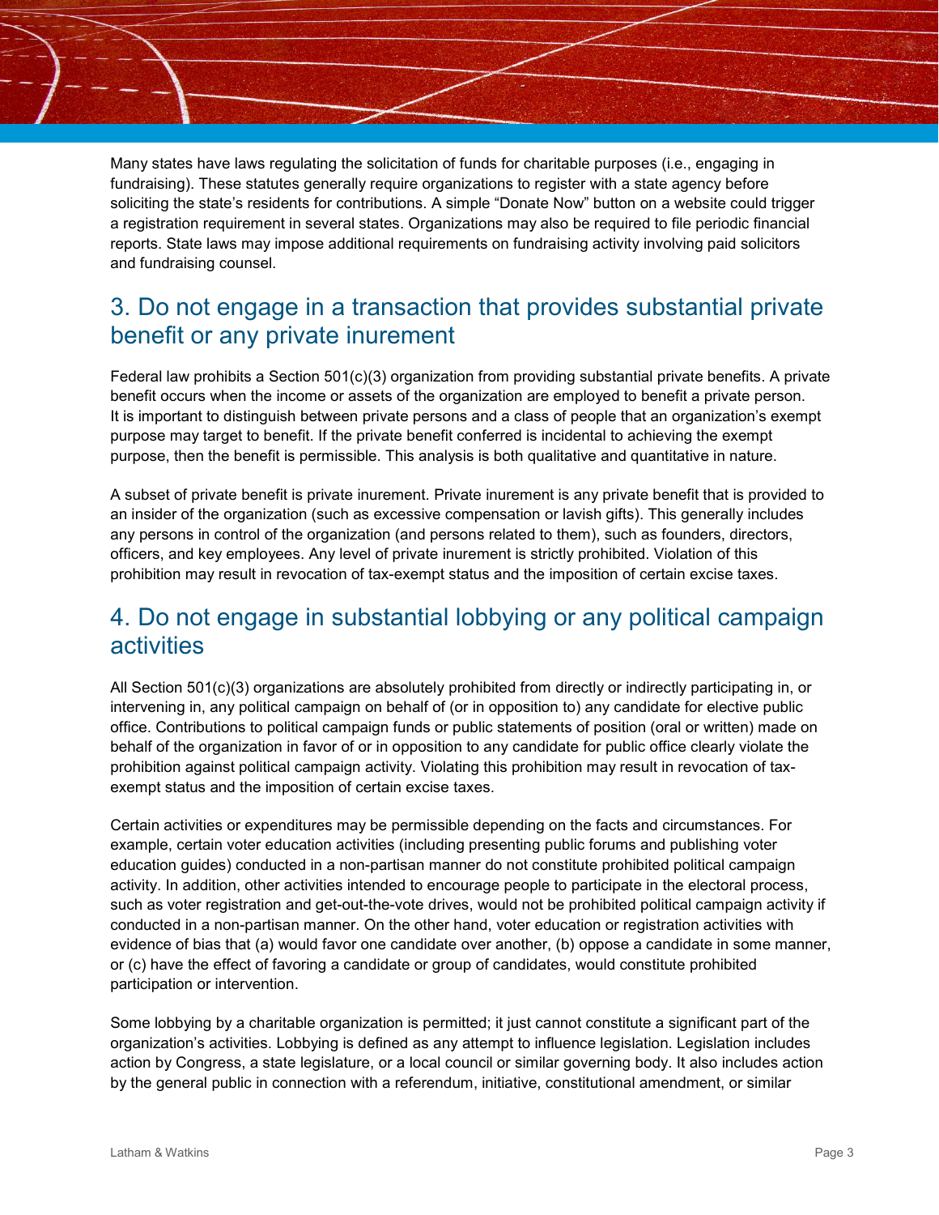Many states have laws regulating the solicitation of funds for charitable purposes (i.e., engaging in fundraising). These statutes generally require organizations to register with a state agency before soliciting the state's residents for contributions. A simple "Donate Now" button on a website could trigger a registration requirement in several states. Organizations may also be required to file periodic financial reports. State laws may impose additional requirements on fundraising activity involving paid solicitors and fundraising counsel.

## 3. Do not engage in a transaction that provides substantial private benefit or any private inurement

Federal law prohibits a Section 501(c)(3) organization from providing substantial private benefits. A private benefit occurs when the income or assets of the organization are employed to benefit a private person. It is important to distinguish between private persons and a class of people that an organization's exempt purpose may target to benefit. If the private benefit conferred is incidental to achieving the exempt purpose, then the benefit is permissible. This analysis is both qualitative and quantitative in nature.

A subset of private benefit is private inurement. Private inurement is any private benefit that is provided to an insider of the organization (such as excessive compensation or lavish gifts). This generally includes any persons in control of the organization (and persons related to them), such as founders, directors, officers, and key employees. Any level of private inurement is strictly prohibited. Violation of this prohibition may result in revocation of tax-exempt status and the imposition of certain excise taxes.

## 4. Do not engage in substantial lobbying or any political campaign activities

All Section 501(c)(3) organizations are absolutely prohibited from directly or indirectly participating in, or intervening in, any political campaign on behalf of (or in opposition to) any candidate for elective public office. Contributions to political campaign funds or public statements of position (oral or written) made on behalf of the organization in favor of or in opposition to any candidate for public office clearly violate the prohibition against political campaign activity. Violating this prohibition may result in revocation of tax-exempt status and the imposition of certain excise taxes.

Certain activities or expenditures may be permissible depending on the facts and circumstances. For example, certain voter education activities (including presenting public forums and publishing voter education guides) conducted in a non-partisan manner do not constitute prohibited political campaign activity. In addition, other activities intended to encourage people to participate in the electoral process, such as voter registration and get-out-the-vote drives, would not be prohibited political campaign activity if conducted in a non-partisan manner. On the other hand, voter education or registration activities with evidence of bias that (a) would favor one candidate over another, (b) oppose a candidate in some manner, or (c) have the effect of favoring a candidate or group of candidates, would constitute prohibited participation or intervention.

Some lobbying by a charitable organization is permitted; it just cannot constitute a significant part of the organization's activities. Lobbying is defined as any attempt to influence legislation. Legislation includes action by Congress, a state legislature, or a local council or similar governing body. It also includes action by the general public in connection with a referendum, initiative, constitutional amendment, or similar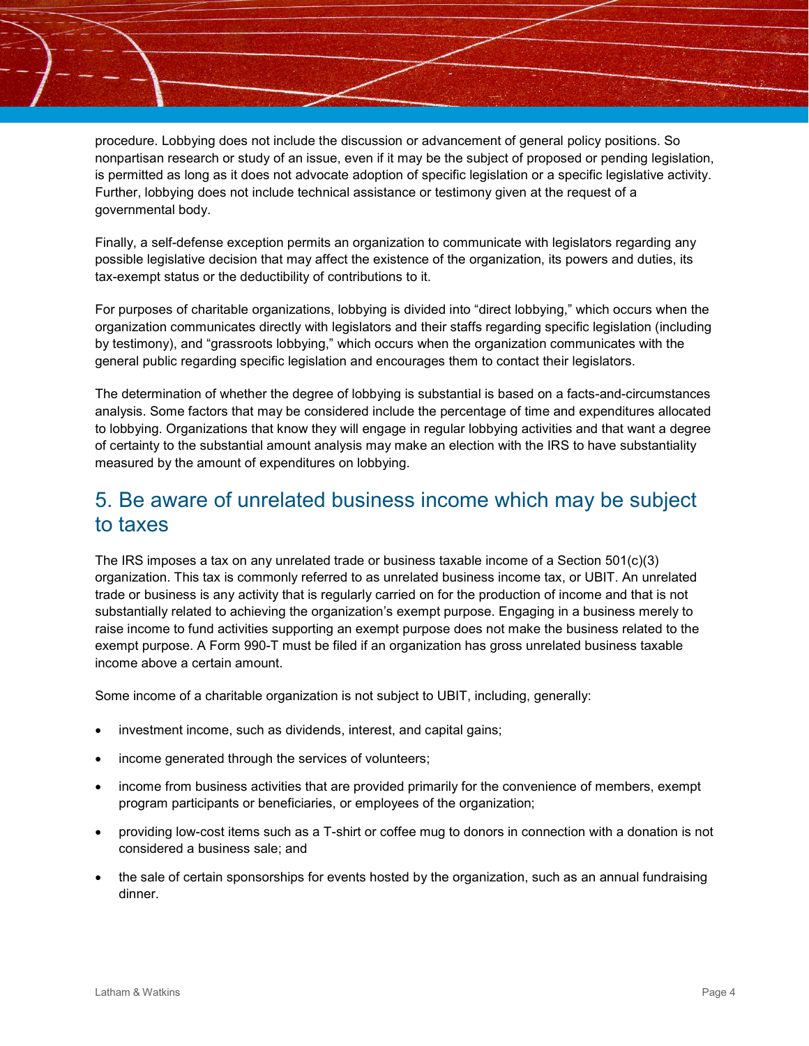procedure. Lobbying does not include the discussion or advancement of general policy positions. So nonpartisan research or study of an issue, even if it may be the subject of proposed or pending legislation, is permitted as long as it does not advocate adoption of specific legislation or a specific legislative activity. Further, lobbying does not include technical assistance or testimony given at the request of a governmental body.

Finally, a self-defense exception permits an organization to communicate with legislators regarding any possible legislative decision that may affect the existence of the organization, its powers and duties, its tax-exempt status or the deductibility of contributions to it.

For purposes of charitable organizations, lobbying is divided into "direct lobbying," which occurs when the organization communicates directly with legislators and their staffs regarding specific legislation (including by testimony), and "grassroots lobbying," which occurs when the organization communicates with the general public regarding specific legislation and encourages them to contact their legislators.

The determination of whether the degree of lobbying is substantial is based on a facts-and-circumstances analysis. Some factors that may be considered include the percentage of time and expenditures allocated to lobbying. Organizations that know they will engage in regular lobbying activities and that want a degree of certainty to the substantial amount analysis may make an election with the IRS to have substantiality measured by the amount of expenditures on lobbying.

## 5. Be aware of unrelated business income which may be subject to taxes

The IRS imposes a tax on any unrelated trade or business taxable income of a Section 501(c)(3) organization. This tax is commonly referred to as unrelated business income tax, or UBIT. An unrelated trade or business is any activity that is regularly carried on for the production of income and that is not substantially related to achieving the organization's exempt purpose. Engaging in a business merely to raise income to fund activities supporting an exempt purpose does not make the business related to the exempt purpose. A Form 990-T must be filed if an organization has gross unrelated business taxable income above a certain amount.

Some income of a charitable organization is not subject to UBIT, including, generally:

- investment income, such as dividends, interest, and capital gains;
- income generated through the services of volunteers;
- income from business activities that are provided primarily for the convenience of members, exempt program participants or beneficiaries, or employees of the organization;
- providing low-cost items such as a T-shirt or coffee mug to donors in connection with a donation is not considered a business sale; and
- the sale of certain sponsorships for events hosted by the organization, such as an annual fundraising dinner.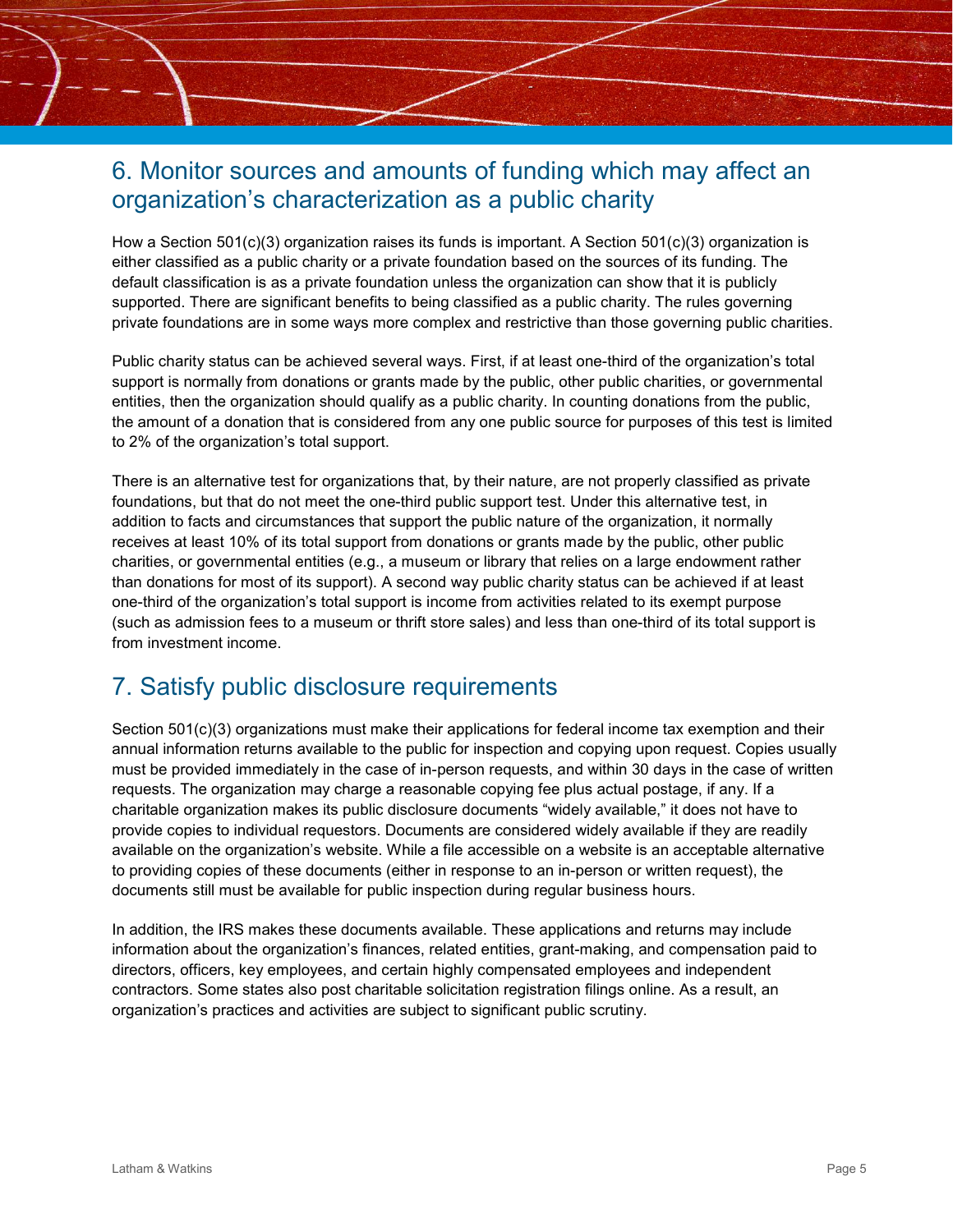## 6. Monitor sources and amounts of funding which may affect an organization's characterization as a public charity

How a Section 501(c)(3) organization raises its funds is important. A Section 501(c)(3) organization is either classified as a public charity or a private foundation based on the sources of its funding. The default classification is as a private foundation unless the organization can show that it is publicly supported. There are significant benefits to being classified as a public charity. The rules governing private foundations are in some ways more complex and restrictive than those governing public charities.

Public charity status can be achieved several ways. First, if at least one-third of the organization's total support is normally from donations or grants made by the public, other public charities, or governmental entities, then the organization should qualify as a public charity. In counting donations from the public, the amount of a donation that is considered from any one public source for purposes of this test is limited to 2% of the organization's total support.

There is an alternative test for organizations that, by their nature, are not properly classified as private foundations, but that do not meet the one-third public support test. Under this alternative test, in addition to facts and circumstances that support the public nature of the organization, it normally receives at least 10% of its total support from donations or grants made by the public, other public charities, or governmental entities (e.g., a museum or library that relies on a large endowment rather than donations for most of its support). A second way public charity status can be achieved if at least one-third of the organization's total support is income from activities related to its exempt purpose (such as admission fees to a museum or thrift store sales) and less than one-third of its total support is from investment income.

## 7. Satisfy public disclosure requirements

Section 501(c)(3) organizations must make their applications for federal income tax exemption and their annual information returns available to the public for inspection and copying upon request. Copies usually must be provided immediately in the case of in-person requests, and within 30 days in the case of written requests. The organization may charge a reasonable copying fee plus actual postage, if any. If a charitable organization makes its public disclosure documents "widely available," it does not have to provide copies to individual requestors. Documents are considered widely available if they are readily available on the organization's website. While a file accessible on a website is an acceptable alternative to providing copies of these documents (either in response to an in-person or written request), the documents still must be available for public inspection during regular business hours.

In addition, the IRS makes these documents available. These applications and returns may include information about the organization's finances, related entities, grant-making, and compensation paid to directors, officers, key employees, and certain highly compensated employees and independent contractors. Some states also post charitable solicitation registration filings online. As a result, an organization's practices and activities are subject to significant public scrutiny.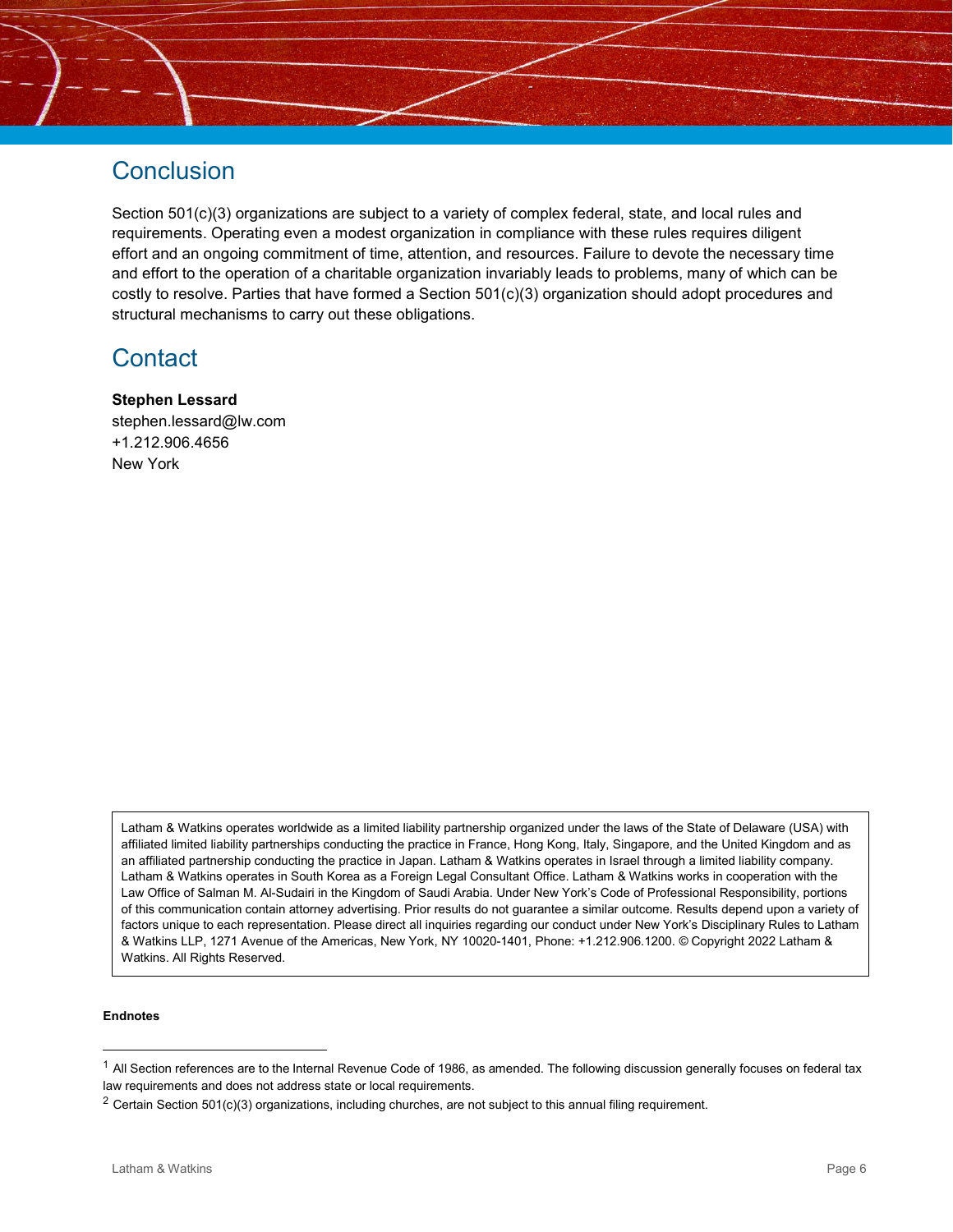## Conclusion

Section 501(c)(3) organizations are subject to a variety of complex federal, state, and local rules and requirements. Operating even a modest organization in compliance with these rules requires diligent effort and an ongoing commitment of time, attention, and resources. Failure to devote the necessary time and effort to the operation of a charitable organization invariably leads to problems, many of which can be costly to resolve. Parties that have formed a Section 501(c)(3) organization should adopt procedures and structural mechanisms to carry out these obligations.

## Contact

**Stephen Lessard**
stephen.lessard@lw.com
+1.212.906.4656
New York

Latham & Watkins operates worldwide as a limited liability partnership organized under the laws of the State of Delaware (USA) with affiliated limited liability partnerships conducting the practice in France, Hong Kong, Italy, Singapore, and the United Kingdom and as an affiliated partnership conducting the practice in Japan. Latham & Watkins operates in Israel through a limited liability company. Latham & Watkins operates in South Korea as a Foreign Legal Consultant Office. Latham & Watkins works in cooperation with the Law Office of Salman M. Al-Sudairi in the Kingdom of Saudi Arabia. Under New York's Code of Professional Responsibility, portions of this communication contain attorney advertising. Prior results do not guarantee a similar outcome. Results depend upon a variety of factors unique to each representation. Please direct all inquiries regarding our conduct under New York's Disciplinary Rules to Latham & Watkins LLP, 1271 Avenue of the Americas, New York, NY 10020-1401, Phone: +1.212.906.1200. © Copyright 2022 Latham & Watkins. All Rights Reserved.

**Endnotes**

[1] All Section references are to the Internal Revenue Code of 1986, as amended. The following discussion generally focuses on federal tax law requirements and does not address state or local requirements.

[2] Certain Section 501(c)(3) organizations, including churches, are not subject to this annual filing requirement.